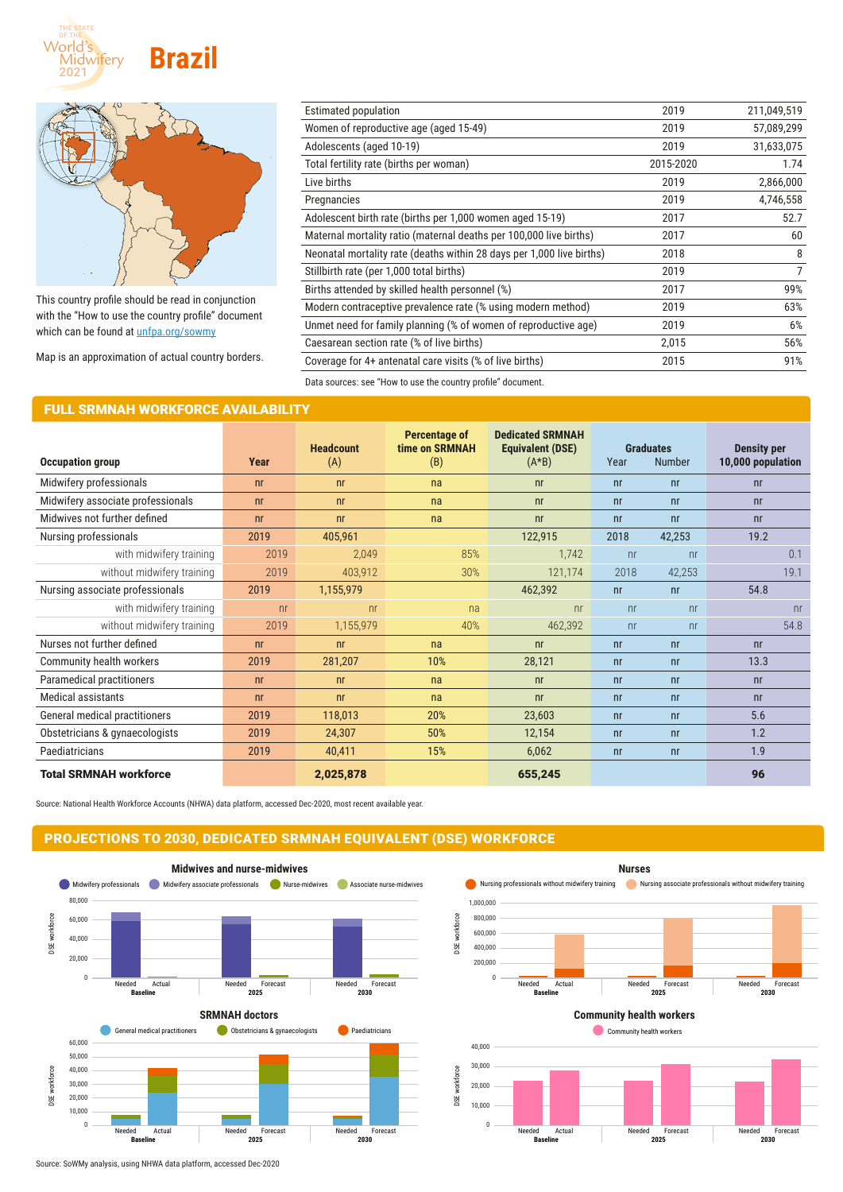# Brazil

This country profile should be read in conjunction with the "How to use the country profile" document which can be found at unfpa.org/sowmy

Map is an approximation of actual country borders.

| | | |
|---|---|---|
| Estimated population | 2019 | 211,049,519 |
| Women of reproductive age (aged 15-49) | 2019 | 57,089,299 |
| Adolescents (aged 10-19) | 2019 | 31,633,075 |
| Total fertility rate (births per woman) | 2015-2020 | 1.74 |
| Live births | 2019 | 2,866,000 |
| Pregnancies | 2019 | 4,746,558 |
| Adolescent birth rate (births per 1,000 women aged 15-19) | 2017 | 52.7 |
| Maternal mortality ratio (maternal deaths per 100,000 live births) | 2017 | 60 |
| Neonatal mortality rate (deaths within 28 days per 1,000 live births) | 2018 | 8 |
| Stillbirth rate (per 1,000 total births) | 2019 | 7 |
| Births attended by skilled health personnel (%) | 2017 | 99% |
| Modern contraceptive prevalence rate (% using modern method) | 2019 | 63% |
| Unmet need for family planning (% of women of reproductive age) | 2019 | 6% |
| Caesarean section rate (% of live births) | 2,015 | 56% |
| Coverage for 4+ antenatal care visits (% of live births) | 2015 | 91% |

Data sources: see "How to use the country profile" document.

## FULL SRMNAH WORKFORCE AVAILABILITY

| Occupation group | Year | Headcount (A) | Percentage of time on SRMNAH (B) | Dedicated SRMNAH Equivalent (DSE) (A*B) | Graduates Year | Graduates Number | Density per 10,000 population |
|---|---|---|---|---|---|---|---|
| Midwifery professionals | nr | nr | na | nr | nr | nr | nr |
| Midwifery associate professionals | nr | nr | na | nr | nr | nr | nr |
| Midwives not further defined | nr | nr | na | nr | nr | nr | nr |
| Nursing professionals | 2019 | 405,961 | | 122,915 | 2018 | 42,253 | 19.2 |
| with midwifery training | 2019 | 2,049 | 85% | 1,742 | nr | nr | 0.1 |
| without midwifery training | 2019 | 403,912 | 30% | 121,174 | 2018 | 42,253 | 19.1 |
| Nursing associate professionals | 2019 | 1,155,979 | | 462,392 | nr | nr | 54.8 |
| with midwifery training | nr | nr | na | nr | nr | nr | nr |
| without midwifery training | 2019 | 1,155,979 | 40% | 462,392 | nr | nr | 54.8 |
| Nurses not further defined | nr | nr | na | nr | nr | nr | nr |
| Community health workers | 2019 | 281,207 | 10% | 28,121 | nr | nr | 13.3 |
| Paramedical practitioners | nr | nr | na | nr | nr | nr | nr |
| Medical assistants | nr | nr | na | nr | nr | nr | nr |
| General medical practitioners | 2019 | 118,013 | 20% | 23,603 | nr | nr | 5.6 |
| Obstetricians & gynaecologists | 2019 | 24,307 | 50% | 12,154 | nr | nr | 1.2 |
| Paediatricians | 2019 | 40,411 | 15% | 6,062 | nr | nr | 1.9 |
| **Total SRMNAH workforce** | | **2,025,878** | | **655,245** | | | **96** |

Source: National Health Workforce Accounts (NHWA) data platform, accessed Dec-2020, most recent available year.

## PROJECTIONS TO 2030, DEDICATED SRMNAH EQUIVALENT (DSE) WORKFORCE

Source: SoWMy analysis, using NHWA data platform, accessed Dec-2020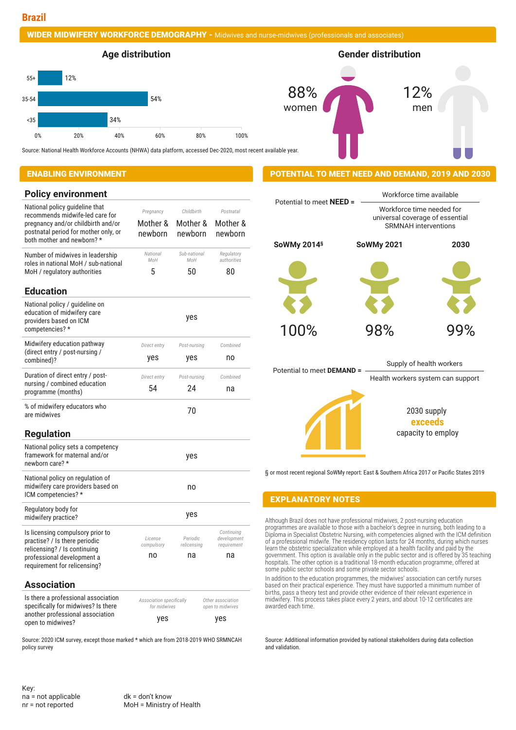# Brazil

## WIDER MIDWIFERY WORKFORCE DEMOGRAPHY - Midwives and nurse-midwives (professionals and associates)

### Age distribution

55+ 12%
35-54 54%
<35 34%

0% 20% 40% 60% 80% 100%

Source: National Health Workforce Accounts (NHWA) data platform, accessed Dec-2020, most recent available year.

### Gender distribution

88% women

12% men

## ENABLING ENVIRONMENT

### Policy environment

| | | | |
|---|---|---|---|
| | *Pregnancy* | *Childbirth* | *Postnatal* |
| National policy guideline that recommends midwife-led care for pregnancy and/or childbirth and/or postnatal period for mother only, or both mother and newborn? * | Mother & newborn | Mother & newborn | Mother & newborn |
| | *National MoH* | *Sub-national MoH* | *Regulatory authorities* |
| Number of midwives in leadership roles in national MoH / sub-national MoH / regulatory authorities | 5 | 50 | 80 |

### Education

| | | | |
|---|---|---|---|
| National policy / guideline on education of midwifery care providers based on ICM competencies? * | | yes | |
| | *Direct entry* | *Post-nursing* | *Combined* |
| Midwifery education pathway (direct entry / post-nursing / combined)? | yes | yes | no |
| | *Direct entry* | *Post-nursing* | *Combined* |
| Duration of direct entry / post-nursing / combined education programme (months) | 54 | 24 | na |
| % of midwifery educators who are midwives | | 70 | |

### Regulation

| | | | |
|---|---|---|---|
| National policy sets a competency framework for maternal and/or newborn care? * | | yes | |
| National policy on regulation of midwifery care providers based on ICM competencies? * | | no | |
| Regulatory body for midwifery practice? | | yes | |
| | *License compulsory* | *Periodic relicensing* | *Continuing development requirement* |
| Is licensing compulsory prior to practise? / Is there periodic relicensing? / Is continuing professional development a requirement for relicensing? | no | na | na |

### Association

| | | |
|---|---|---|
| | *Association specifically for midwives* | *Other association open to midwives* |
| Is there a professional association specifically for midwives? Is there another professional association open to midwives? | yes | yes |

Source: 2020 ICM survey, except those marked * which are from 2018-2019 WHO SRMNCAH policy survey

## POTENTIAL TO MEET NEED AND DEMAND, 2019 AND 2030

Potential to meet **NEED** = Workforce time available / Workforce time needed for universal coverage of essential SRMNAH interventions

| SoWMy 2014§ | SoWMy 2021 | 2030 |
|---|---|---|
| 100% | 98% | 99% |

Potential to meet **DEMAND** = Supply of health workers / Health workers system can support

2030 supply **exceeds** capacity to employ

§ or most recent regional SoWMy report: East & Southern Africa 2017 or Pacific States 2019

## EXPLANATORY NOTES

Although Brazil does not have professional midwives, 2 post-nursing education programmes are available to those with a bachelor's degree in nursing, both leading to a Diploma in Specialist Obstetric Nursing, with competencies aligned with the ICM definition of a professional midwife. The residency option lasts for 24 months, during which nurses learn the obstetric specialization while employed at a health facility and paid by the government. This option is available only in the public sector and is offered by 35 teaching hospitals. The other option is a traditional 18-month education programme, offered at some public sector schools and some private sector schools.

In addition to the education programmes, the midwives' association can certify nurses based on their practical experience. They must have supported a minimum number of births, pass a theory test and provide other evidence of their relevant experience in midwifery. This process takes place every 2 years, and about 10-12 certificates are awarded each time.

Source: Additional information provided by national stakeholders during data collection and validation.

Key:
na = not applicable
nr = not reported
dk = don't know
MoH = Ministry of Health